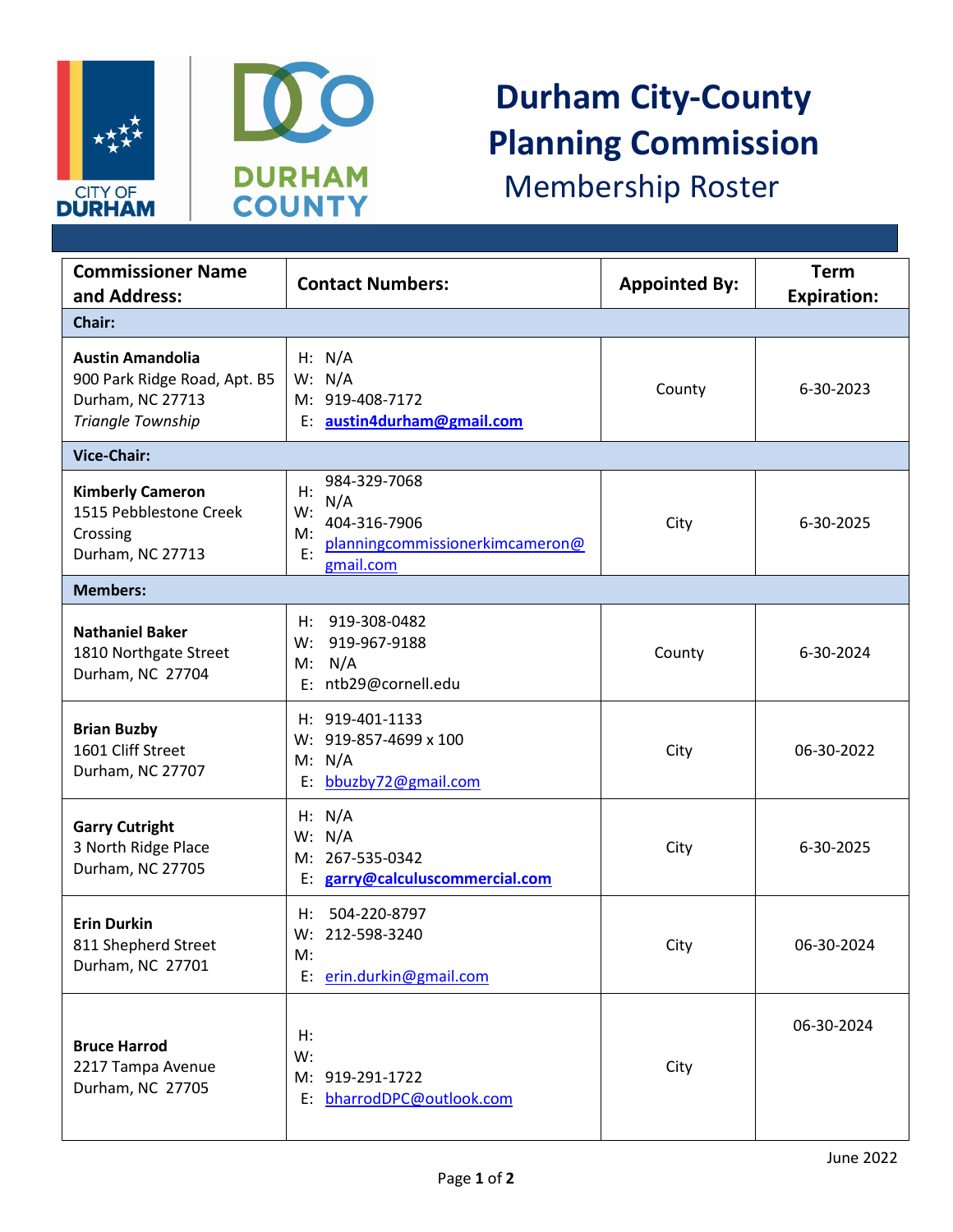# Durham City-County Planning Commission

## Membership Roster

| Commissioner Name and Address: | Contact Numbers: | Appointed By: | Term Expiration: |
|---|---|---|---|
| **Chair:** | | | |
| **Austin Amandolia**<br>900 Park Ridge Road, Apt. B5<br>Durham, NC 27713<br>*Triangle Township* | H: N/A<br>W: N/A<br>M: 919-408-7172<br>E: **austin4durham@gmail.com** | County | 6-30-2023 |
| **Vice-Chair:** | | | |
| **Kimberly Cameron**<br>1515 Pebblestone Creek Crossing<br>Durham, NC 27713 | H: 984-329-7068<br>W: N/A<br>M: 404-316-7906<br>E: planningcommissionerkimcameron@gmail.com | City | 6-30-2025 |
| **Members:** | | | |
| **Nathaniel Baker**<br>1810 Northgate Street<br>Durham, NC 27704 | H: 919-308-0482<br>W: 919-967-9188<br>M: N/A<br>E: ntb29@cornell.edu | County | 6-30-2024 |
| **Brian Buzby**<br>1601 Cliff Street<br>Durham, NC 27707 | H: 919-401-1133<br>W: 919-857-4699 x 100<br>M: N/A<br>E: bbuzby72@gmail.com | City | 06-30-2022 |
| **Garry Cutright**<br>3 North Ridge Place<br>Durham, NC 27705 | H: N/A<br>W: N/A<br>M: 267-535-0342<br>E: **garry@calculuscommercial.com** | City | 6-30-2025 |
| **Erin Durkin**<br>811 Shepherd Street<br>Durham, NC 27701 | H: 504-220-8797<br>W: 212-598-3240<br>M:<br>E: erin.durkin@gmail.com | City | 06-30-2024 |
| **Bruce Harrod**<br>2217 Tampa Avenue<br>Durham, NC 27705 | H:<br>W:<br>M: 919-291-1722<br>E: bharrodDPC@outlook.com | City | 06-30-2024 |

June 2022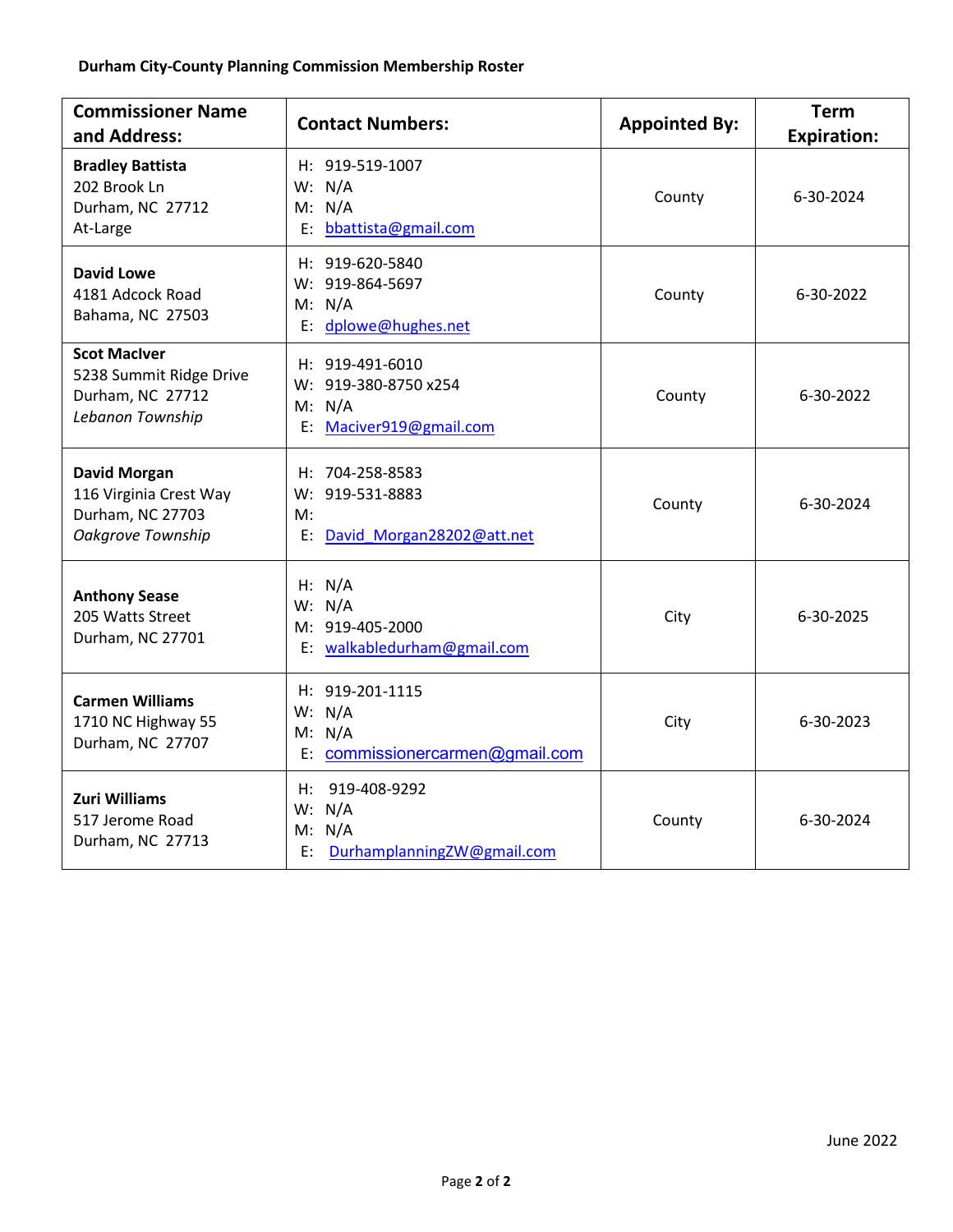**Durham City-County Planning Commission Membership Roster**

| Commissioner Name and Address: | Contact Numbers: | Appointed By: | Term Expiration: |
|---|---|---|---|
| **Bradley Battista**<br>202 Brook Ln<br>Durham, NC 27712<br>At-Large | H: 919-519-1007<br>W: N/A<br>M: N/A<br>E: bbattista@gmail.com | County | 6-30-2024 |
| **David Lowe**<br>4181 Adcock Road<br>Bahama, NC 27503 | H: 919-620-5840<br>W: 919-864-5697<br>M: N/A<br>E: dplowe@hughes.net | County | 6-30-2022 |
| **Scot MacIver**<br>5238 Summit Ridge Drive<br>Durham, NC 27712<br>*Lebanon Township* | H: 919-491-6010<br>W: 919-380-8750 x254<br>M: N/A<br>E: Maciver919@gmail.com | County | 6-30-2022 |
| **David Morgan**<br>116 Virginia Crest Way<br>Durham, NC 27703<br>*Oakgrove Township* | H: 704-258-8583<br>W: 919-531-8883<br>M:<br>E: David_Morgan28202@att.net | County | 6-30-2024 |
| **Anthony Sease**<br>205 Watts Street<br>Durham, NC 27701 | H: N/A<br>W: N/A<br>M: 919-405-2000<br>E: walkabledurham@gmail.com | City | 6-30-2025 |
| **Carmen Williams**<br>1710 NC Highway 55<br>Durham, NC 27707 | H: 919-201-1115<br>W: N/A<br>M: N/A<br>E: commissionercarmen@gmail.com | City | 6-30-2023 |
| **Zuri Williams**<br>517 Jerome Road<br>Durham, NC 27713 | H: 919-408-9292<br>W: N/A<br>M: N/A<br>E: DurhamplanningZW@gmail.com | County | 6-30-2024 |

June 2022